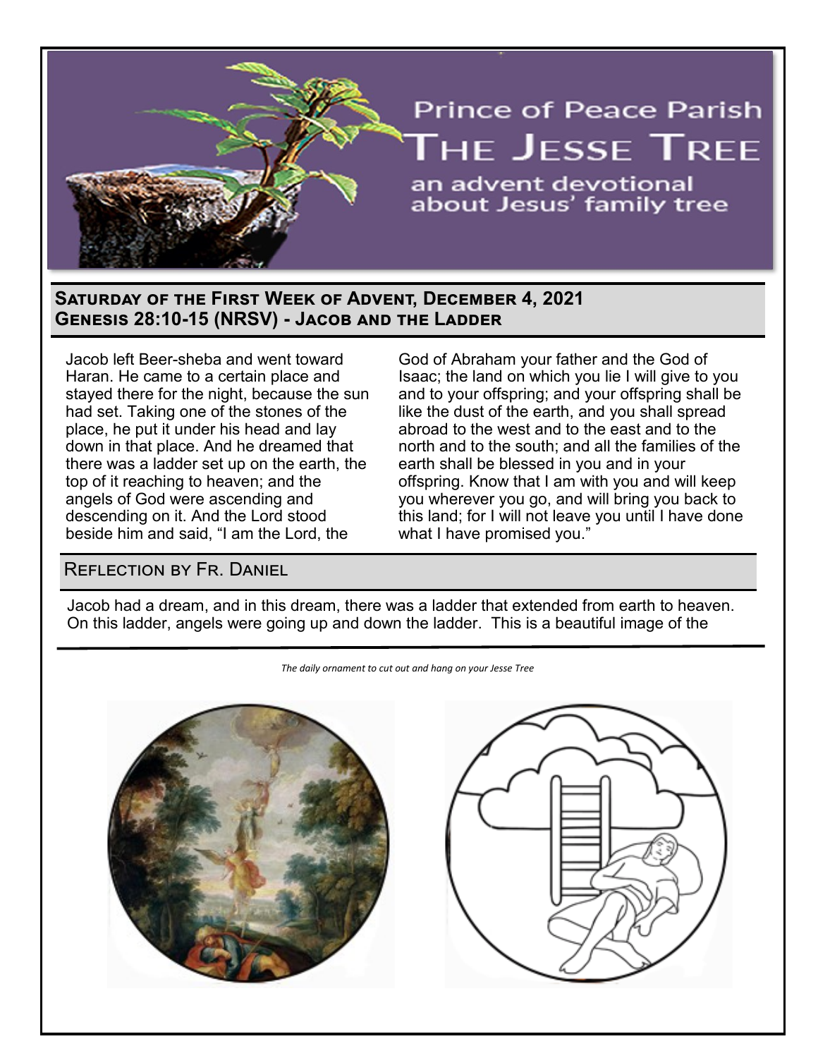Prince of Peace Parish

# The Jesse Tree

an advent devotional about Jesus' family tree

## Saturday of the First Week of Advent, December 4, 2021
## Genesis 28:10-15 (NRSV) - Jacob and the Ladder

Jacob left Beer-sheba and went toward Haran. He came to a certain place and stayed there for the night, because the sun had set. Taking one of the stones of the place, he put it under his head and lay down in that place. And he dreamed that there was a ladder set up on the earth, the top of it reaching to heaven; and the angels of God were ascending and descending on it. And the Lord stood beside him and said, "I am the Lord, the God of Abraham your father and the God of Isaac; the land on which you lie I will give to you and to your offspring; and your offspring shall be like the dust of the earth, and you shall spread abroad to the west and to the east and to the north and to the south; and all the families of the earth shall be blessed in you and in your offspring. Know that I am with you and will keep you wherever you go, and will bring you back to this land; for I will not leave you until I have done what I have promised you."

## Reflection by Fr. Daniel

Jacob had a dream, and in this dream, there was a ladder that extended from earth to heaven. On this ladder, angels were going up and down the ladder. This is a beautiful image of the

*The daily ornament to cut out and hang on your Jesse Tree*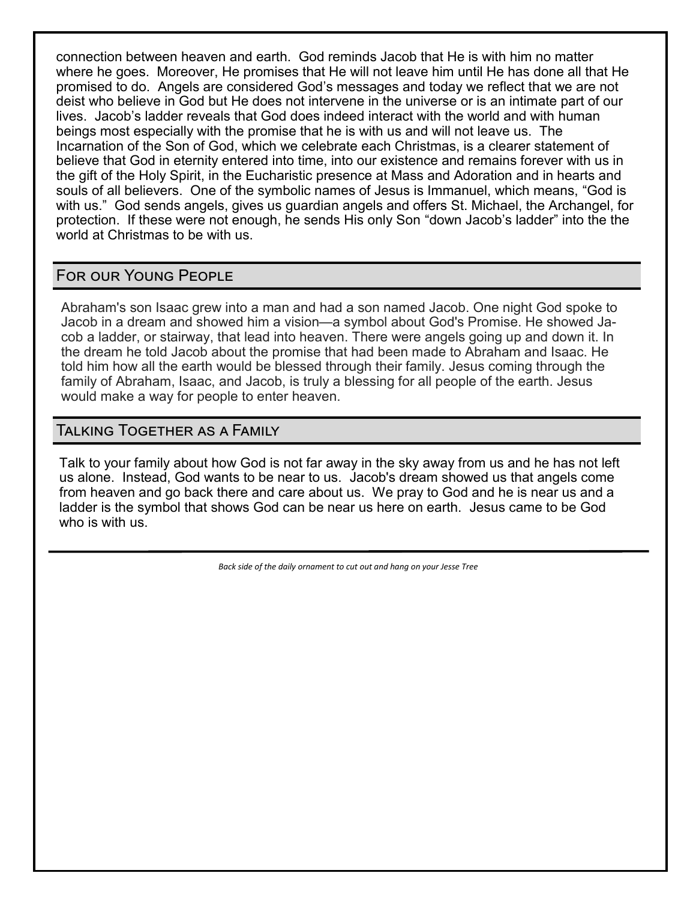connection between heaven and earth. God reminds Jacob that He is with him no matter where he goes. Moreover, He promises that He will not leave him until He has done all that He promised to do. Angels are considered God's messages and today we reflect that we are not deist who believe in God but He does not intervene in the universe or is an intimate part of our lives. Jacob's ladder reveals that God does indeed interact with the world and with human beings most especially with the promise that he is with us and will not leave us. The Incarnation of the Son of God, which we celebrate each Christmas, is a clearer statement of believe that God in eternity entered into time, into our existence and remains forever with us in the gift of the Holy Spirit, in the Eucharistic presence at Mass and Adoration and in hearts and souls of all believers. One of the symbolic names of Jesus is Immanuel, which means, "God is with us." God sends angels, gives us guardian angels and offers St. Michael, the Archangel, for protection. If these were not enough, he sends His only Son "down Jacob's ladder" into the the world at Christmas to be with us.

## For our Young People

Abraham's son Isaac grew into a man and had a son named Jacob. One night God spoke to Jacob in a dream and showed him a vision—a symbol about God's Promise. He showed Jacob a ladder, or stairway, that lead into heaven. There were angels going up and down it. In the dream he told Jacob about the promise that had been made to Abraham and Isaac. He told him how all the earth would be blessed through their family. Jesus coming through the family of Abraham, Isaac, and Jacob, is truly a blessing for all people of the earth. Jesus would make a way for people to enter heaven.

## Talking Together as a Family

Talk to your family about how God is not far away in the sky away from us and he has not left us alone. Instead, God wants to be near to us. Jacob's dream showed us that angels come from heaven and go back there and care about us. We pray to God and he is near us and a ladder is the symbol that shows God can be near us here on earth. Jesus came to be God who is with us.

*Back side of the daily ornament to cut out and hang on your Jesse Tree*